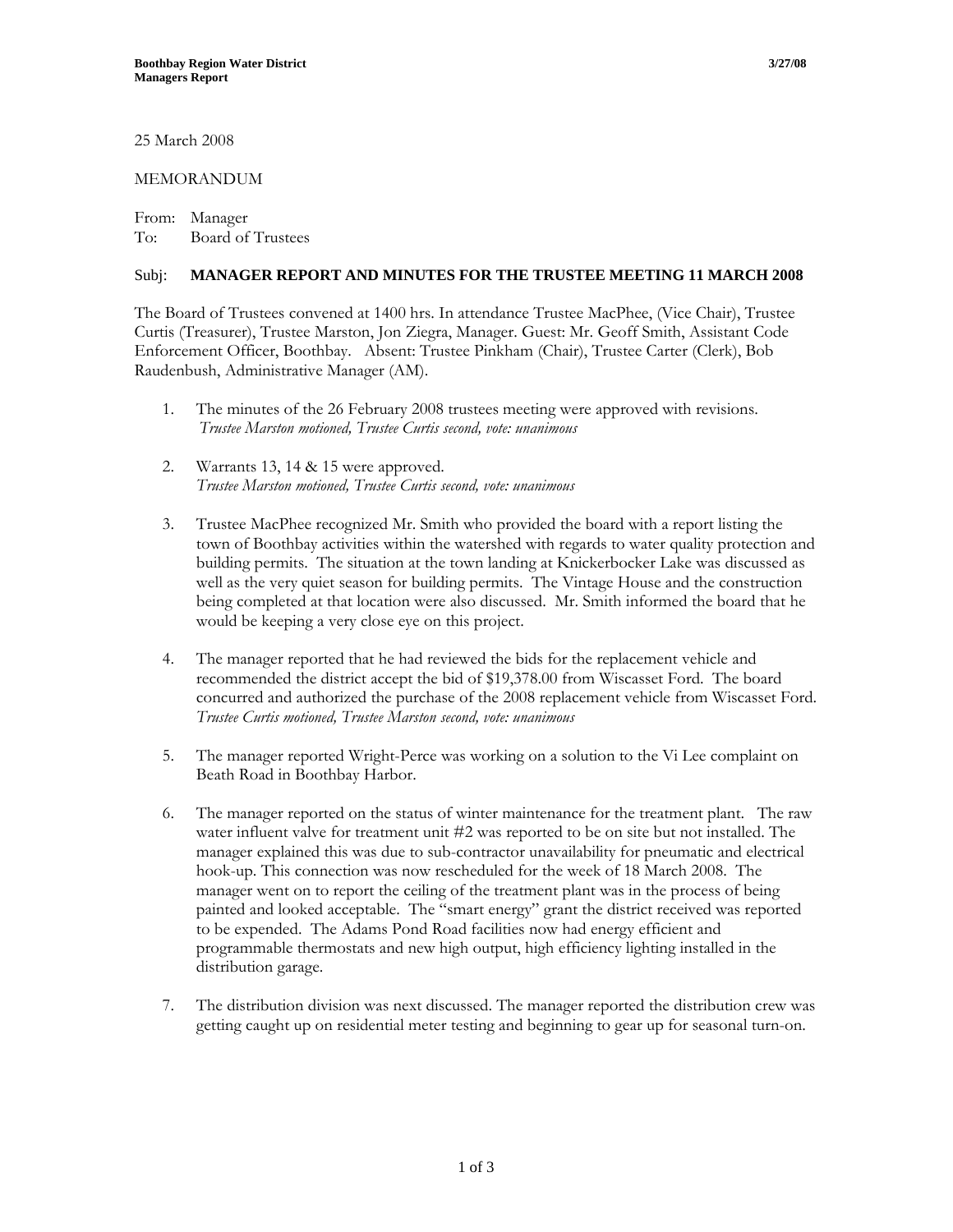25 March 2008

MEMORANDUM

From: Manager
To: Board of Trustees

Subj: **MANAGER REPORT AND MINUTES FOR THE TRUSTEE MEETING 11 MARCH 2008**

The Board of Trustees convened at 1400 hrs. In attendance Trustee MacPhee, (Vice Chair), Trustee Curtis (Treasurer), Trustee Marston, Jon Ziegra, Manager. Guest: Mr. Geoff Smith, Assistant Code Enforcement Officer, Boothbay. Absent: Trustee Pinkham (Chair), Trustee Carter (Clerk), Bob Raudenbush, Administrative Manager (AM).

1. The minutes of the 26 February 2008 trustees meeting were approved with revisions.
   *Trustee Marston motioned, Trustee Curtis second, vote: unanimous*

2. Warrants 13, 14 & 15 were approved.
   *Trustee Marston motioned, Trustee Curtis second, vote: unanimous*

3. Trustee MacPhee recognized Mr. Smith who provided the board with a report listing the town of Boothbay activities within the watershed with regards to water quality protection and building permits. The situation at the town landing at Knickerbocker Lake was discussed as well as the very quiet season for building permits. The Vintage House and the construction being completed at that location were also discussed. Mr. Smith informed the board that he would be keeping a very close eye on this project.

4. The manager reported that he had reviewed the bids for the replacement vehicle and recommended the district accept the bid of $19,378.00 from Wiscasset Ford. The board concurred and authorized the purchase of the 2008 replacement vehicle from Wiscasset Ford.
   *Trustee Curtis motioned, Trustee Marston second, vote: unanimous*

5. The manager reported Wright-Perce was working on a solution to the Vi Lee complaint on Beath Road in Boothbay Harbor.

6. The manager reported on the status of winter maintenance for the treatment plant. The raw water influent valve for treatment unit #2 was reported to be on site but not installed. The manager explained this was due to sub-contractor unavailability for pneumatic and electrical hook-up. This connection was now rescheduled for the week of 18 March 2008. The manager went on to report the ceiling of the treatment plant was in the process of being painted and looked acceptable. The "smart energy" grant the district received was reported to be expended. The Adams Pond Road facilities now had energy efficient and programmable thermostats and new high output, high efficiency lighting installed in the distribution garage.

7. The distribution division was next discussed. The manager reported the distribution crew was getting caught up on residential meter testing and beginning to gear up for seasonal turn-on.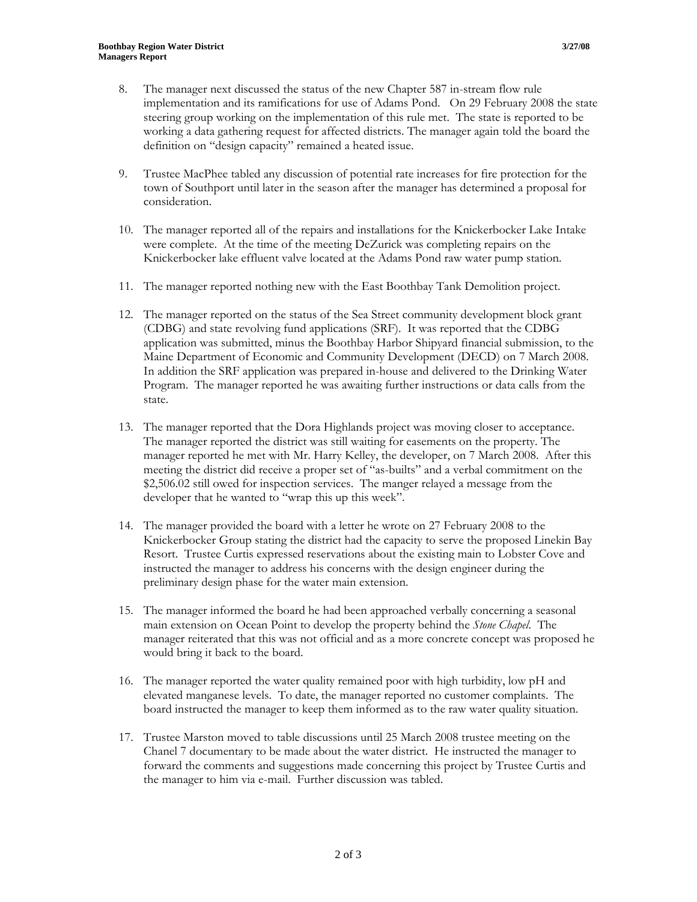8. The manager next discussed the status of the new Chapter 587 in-stream flow rule implementation and its ramifications for use of Adams Pond. On 29 February 2008 the state steering group working on the implementation of this rule met. The state is reported to be working a data gathering request for affected districts. The manager again told the board the definition on "design capacity" remained a heated issue.

9. Trustee MacPhee tabled any discussion of potential rate increases for fire protection for the town of Southport until later in the season after the manager has determined a proposal for consideration.

10. The manager reported all of the repairs and installations for the Knickerbocker Lake Intake were complete. At the time of the meeting DeZurick was completing repairs on the Knickerbocker lake effluent valve located at the Adams Pond raw water pump station.

11. The manager reported nothing new with the East Boothbay Tank Demolition project.

12. The manager reported on the status of the Sea Street community development block grant (CDBG) and state revolving fund applications (SRF). It was reported that the CDBG application was submitted, minus the Boothbay Harbor Shipyard financial submission, to the Maine Department of Economic and Community Development (DECD) on 7 March 2008. In addition the SRF application was prepared in-house and delivered to the Drinking Water Program. The manager reported he was awaiting further instructions or data calls from the state.

13. The manager reported that the Dora Highlands project was moving closer to acceptance. The manager reported the district was still waiting for easements on the property. The manager reported he met with Mr. Harry Kelley, the developer, on 7 March 2008. After this meeting the district did receive a proper set of "as-builts" and a verbal commitment on the $2,506.02 still owed for inspection services. The manger relayed a message from the developer that he wanted to "wrap this up this week".

14. The manager provided the board with a letter he wrote on 27 February 2008 to the Knickerbocker Group stating the district had the capacity to serve the proposed Linekin Bay Resort. Trustee Curtis expressed reservations about the existing main to Lobster Cove and instructed the manager to address his concerns with the design engineer during the preliminary design phase for the water main extension.

15. The manager informed the board he had been approached verbally concerning a seasonal main extension on Ocean Point to develop the property behind the *Stone Chapel*. The manager reiterated that this was not official and as a more concrete concept was proposed he would bring it back to the board.

16. The manager reported the water quality remained poor with high turbidity, low pH and elevated manganese levels. To date, the manager reported no customer complaints. The board instructed the manager to keep them informed as to the raw water quality situation.

17. Trustee Marston moved to table discussions until 25 March 2008 trustee meeting on the Chanel 7 documentary to be made about the water district. He instructed the manager to forward the comments and suggestions made concerning this project by Trustee Curtis and the manager to him via e-mail. Further discussion was tabled.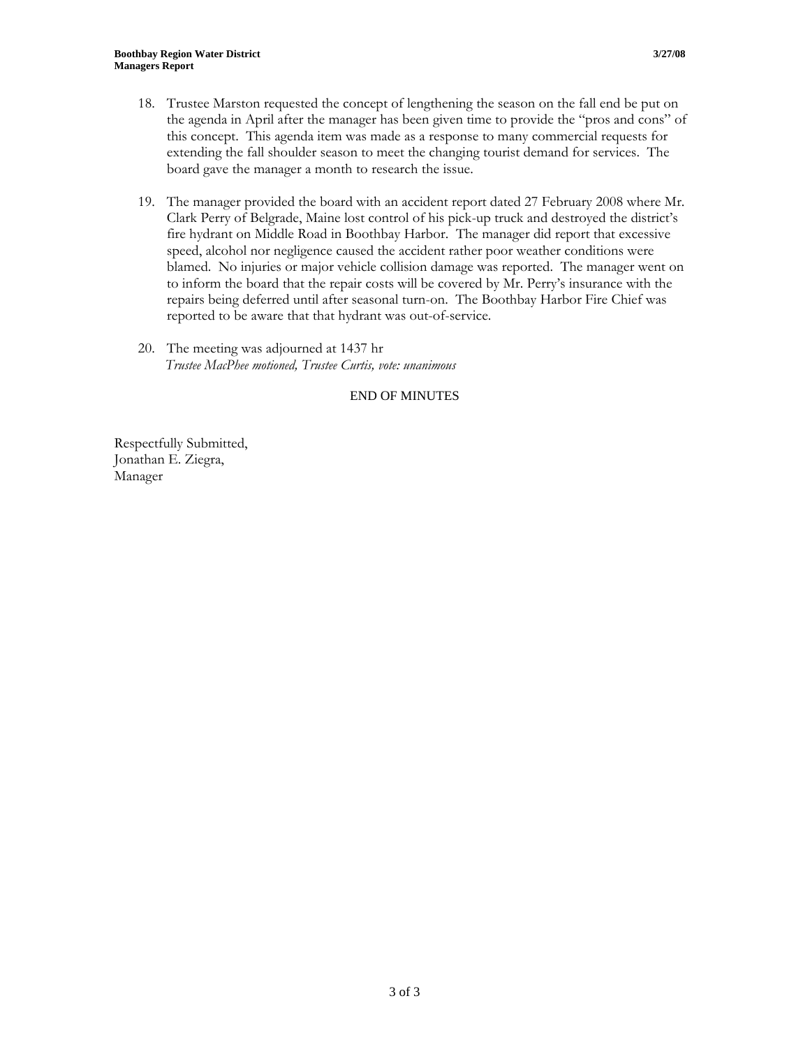18. Trustee Marston requested the concept of lengthening the season on the fall end be put on the agenda in April after the manager has been given time to provide the "pros and cons" of this concept. This agenda item was made as a response to many commercial requests for extending the fall shoulder season to meet the changing tourist demand for services. The board gave the manager a month to research the issue.

19. The manager provided the board with an accident report dated 27 February 2008 where Mr. Clark Perry of Belgrade, Maine lost control of his pick-up truck and destroyed the district's fire hydrant on Middle Road in Boothbay Harbor. The manager did report that excessive speed, alcohol nor negligence caused the accident rather poor weather conditions were blamed. No injuries or major vehicle collision damage was reported. The manager went on to inform the board that the repair costs will be covered by Mr. Perry's insurance with the repairs being deferred until after seasonal turn-on. The Boothbay Harbor Fire Chief was reported to be aware that that hydrant was out-of-service.

20. The meeting was adjourned at 1437 hr
    *Trustee MacPhee motioned, Trustee Curtis, vote: unanimous*

END OF MINUTES

Respectfully Submitted,
Jonathan E. Ziegra,
Manager